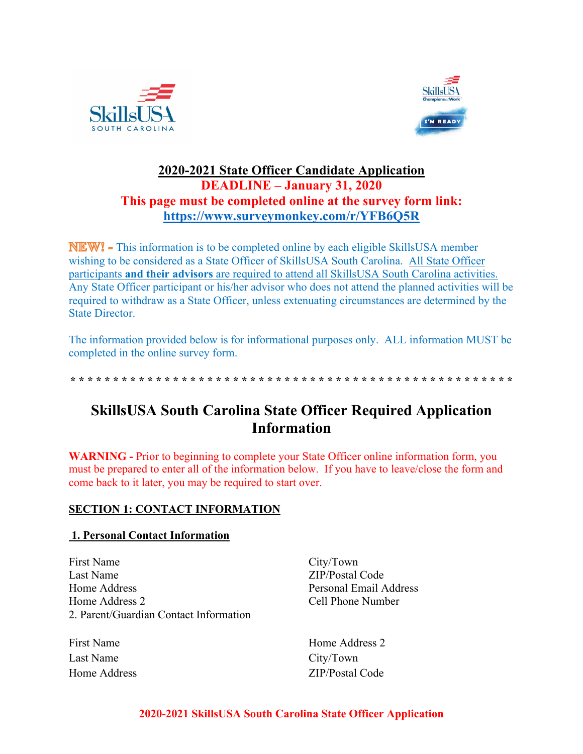# 2020-2021 State Officer Candidate Application

**DEADLINE – January 31, 2020**

**This page must be completed online at the survey form link: https://www.surveymonkey.com/r/YFB6Q5R**

**NEW!** - This information is to be completed online by each eligible SkillsUSA member wishing to be considered as a State Officer of SkillsUSA South Carolina. All State Officer participants **and their advisors** are required to attend all SkillsUSA South Carolina activities. Any State Officer participant or his/her advisor who does not attend the planned activities will be required to withdraw as a State Officer, unless extenuating circumstances are determined by the State Director.

The information provided below is for informational purposes only. ALL information MUST be completed in the online survey form.

* * * * * * * * * * * * * * * * * * * * * * * * * * * * * * * * * * * * * * * * * * * * * * * * * * * *

## SkillsUSA South Carolina State Officer Required Application Information

**WARNING -** Prior to beginning to complete your State Officer online information form, you must be prepared to enter all of the information below. If you have to leave/close the form and come back to it later, you may be required to start over.

### SECTION 1: CONTACT INFORMATION

#### 1. Personal Contact Information

First Name
Last Name
Home Address
Home Address 2
City/Town
ZIP/Postal Code
Personal Email Address
Cell Phone Number

2. Parent/Guardian Contact Information

First Name
Last Name
Home Address
Home Address 2
City/Town
ZIP/Postal Code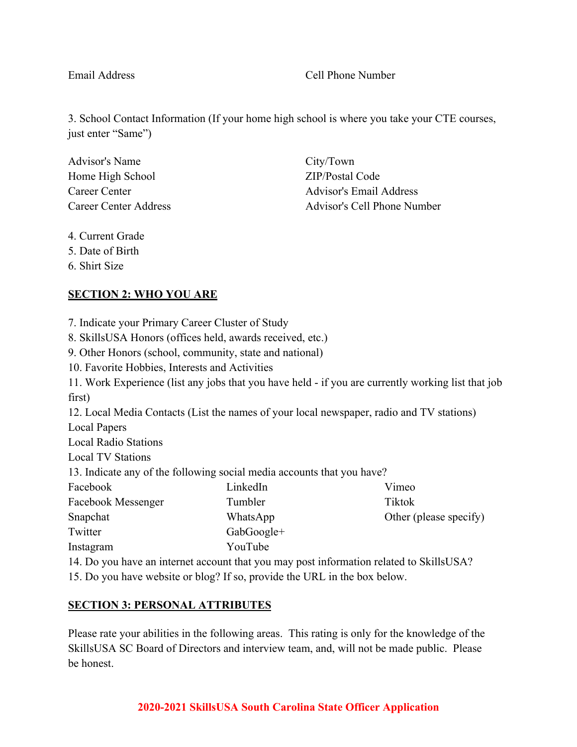Email Address Cell Phone Number

3. School Contact Information (If your home high school is where you take your CTE courses, just enter "Same")

Advisor's Name
Home High School
Career Center
Career Center Address
City/Town
ZIP/Postal Code
Advisor's Email Address
Advisor's Cell Phone Number

4. Current Grade
5. Date of Birth
6. Shirt Size

## SECTION 2: WHO YOU ARE

7. Indicate your Primary Career Cluster of Study
8. SkillsUSA Honors (offices held, awards received, etc.)
9. Other Honors (school, community, state and national)
10. Favorite Hobbies, Interests and Activities
11. Work Experience (list any jobs that you have held - if you are currently working list that job first)
12. Local Media Contacts (List the names of your local newspaper, radio and TV stations)
Local Papers
Local Radio Stations
Local TV Stations
13. Indicate any of the following social media accounts that you have?

Facebook
Facebook Messenger
Snapchat
Twitter
Instagram
LinkedIn
Tumbler
WhatsApp
GabGoogle+
YouTube
Vimeo
Tiktok
Other (please specify)

14. Do you have an internet account that you may post information related to SkillsUSA?
15. Do you have website or blog? If so, provide the URL in the box below.

## SECTION 3: PERSONAL ATTRIBUTES

Please rate your abilities in the following areas. This rating is only for the knowledge of the SkillsUSA SC Board of Directors and interview team, and, will not be made public. Please be honest.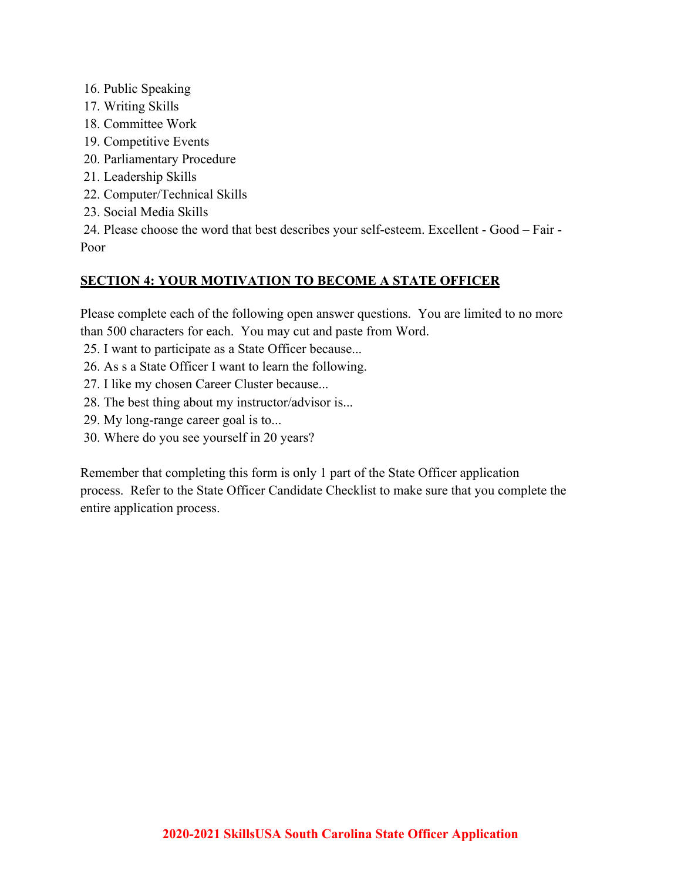16. Public Speaking
17. Writing Skills
18. Committee Work
19. Competitive Events
20. Parliamentary Procedure
21. Leadership Skills
22. Computer/Technical Skills
23. Social Media Skills
24. Please choose the word that best describes your self-esteem. Excellent - Good – Fair - Poor

**SECTION 4: YOUR MOTIVATION TO BECOME A STATE OFFICER**

Please complete each of the following open answer questions. You are limited to no more than 500 characters for each. You may cut and paste from Word.

25. I want to participate as a State Officer because...
26. As s a State Officer I want to learn the following.
27. I like my chosen Career Cluster because...
28. The best thing about my instructor/advisor is...
29. My long-range career goal is to...
30. Where do you see yourself in 20 years?

Remember that completing this form is only 1 part of the State Officer application process. Refer to the State Officer Candidate Checklist to make sure that you complete the entire application process.